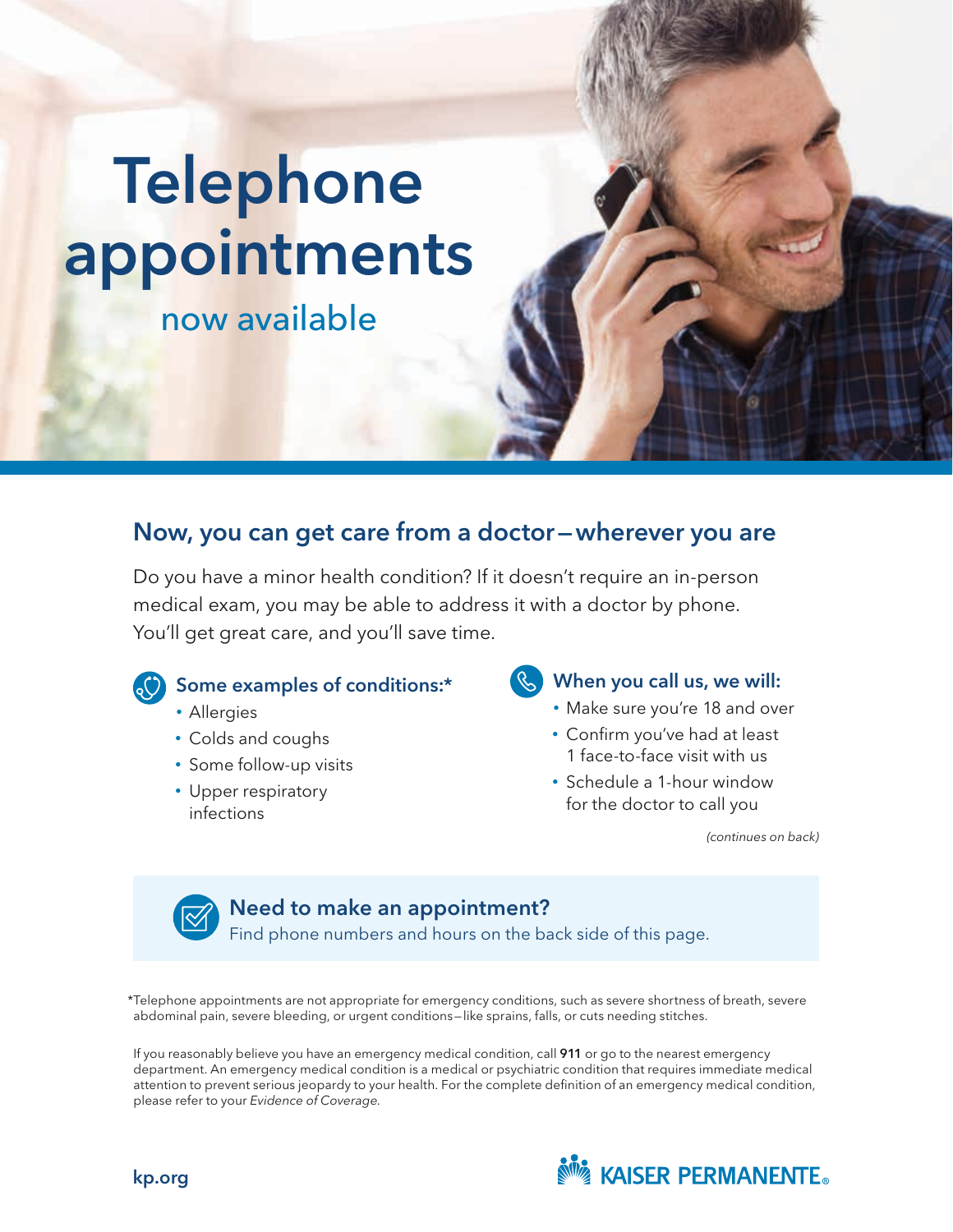# Telephone appointments

now available

## Now, you can get care from a doctor—wherever you are

Do you have a minor health condition? If it doesn't require an in-person medical exam, you may be able to address it with a doctor by phone. You'll get great care, and you'll save time.

### Some examples of conditions:*

- Allergies
- Colds and coughs
- Some follow-up visits
- Upper respiratory infections

### When you call us, we will:

- Make sure you're 18 and over
- Confirm you've had at least 1 face-to-face visit with us
- Schedule a 1-hour window for the doctor to call you

*(continues on back)*

### Need to make an appointment?

Find phone numbers and hours on the back side of this page.

*Telephone appointments are not appropriate for emergency conditions, such as severe shortness of breath, severe abdominal pain, severe bleeding, or urgent conditions—like sprains, falls, or cuts needing stitches.

If you reasonably believe you have an emergency medical condition, call **911** or go to the nearest emergency department. An emergency medical condition is a medical or psychiatric condition that requires immediate medical attention to prevent serious jeopardy to your health. For the complete definition of an emergency medical condition, please refer to your *Evidence of Coverage*.

**kp.org**

KAISER PERMANENTE®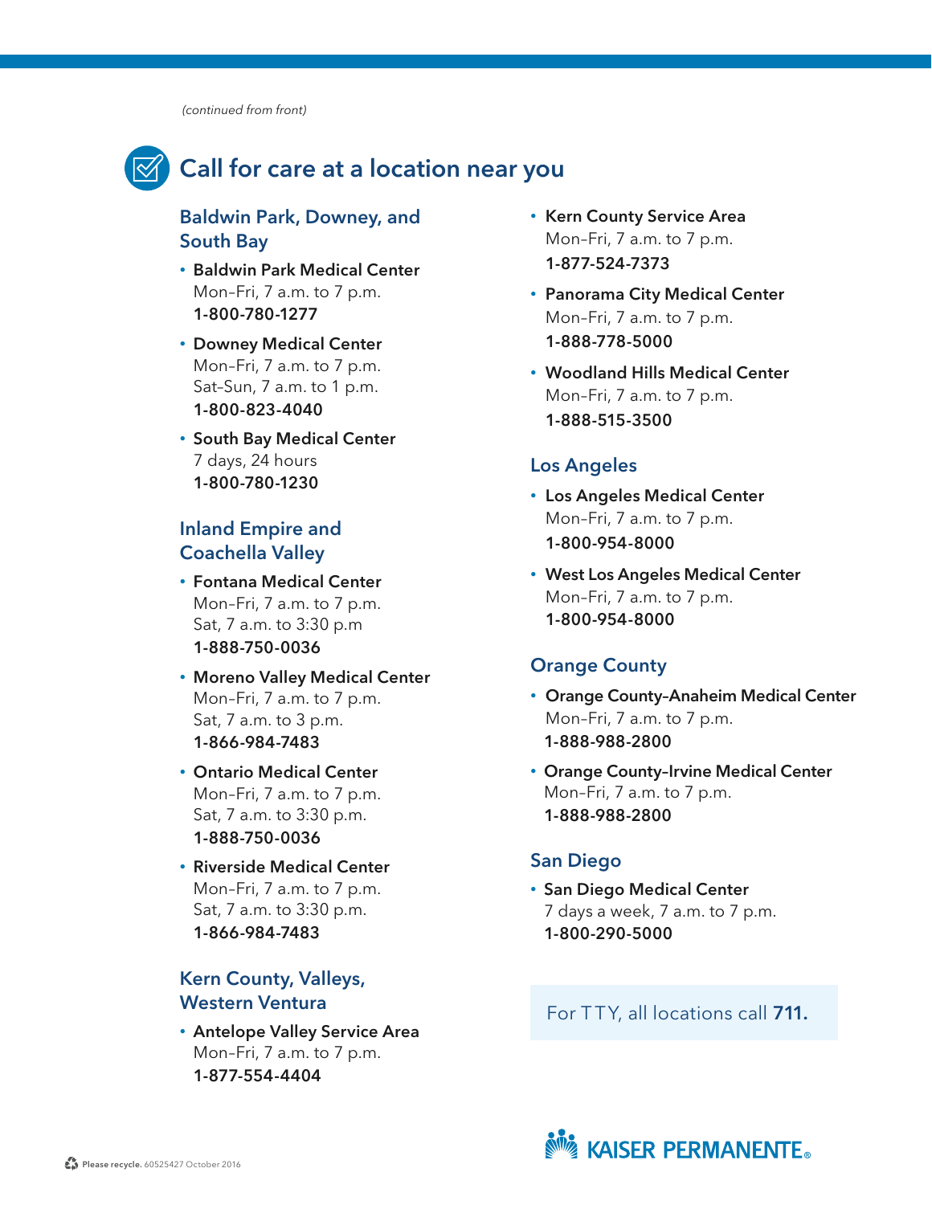*(continued from front)*

# Call for care at a location near you

## Baldwin Park, Downey, and South Bay

- **Baldwin Park Medical Center**
  Mon–Fri, 7 a.m. to 7 p.m.
  **1-800-780-1277**
- **Downey Medical Center**
  Mon–Fri, 7 a.m. to 7 p.m.
  Sat–Sun, 7 a.m. to 1 p.m.
  **1-800-823-4040**
- **South Bay Medical Center**
  7 days, 24 hours
  **1-800-780-1230**

## Inland Empire and Coachella Valley

- **Fontana Medical Center**
  Mon–Fri, 7 a.m. to 7 p.m.
  Sat, 7 a.m. to 3:30 p.m
  **1-888-750-0036**
- **Moreno Valley Medical Center**
  Mon–Fri, 7 a.m. to 7 p.m.
  Sat, 7 a.m. to 3 p.m.
  **1-866-984-7483**
- **Ontario Medical Center**
  Mon–Fri, 7 a.m. to 7 p.m.
  Sat, 7 a.m. to 3:30 p.m.
  **1-888-750-0036**
- **Riverside Medical Center**
  Mon–Fri, 7 a.m. to 7 p.m.
  Sat, 7 a.m. to 3:30 p.m.
  **1-866-984-7483**

## Kern County, Valleys, Western Ventura

- **Antelope Valley Service Area**
  Mon–Fri, 7 a.m. to 7 p.m.
  **1-877-554-4404**
- **Kern County Service Area**
  Mon–Fri, 7 a.m. to 7 p.m.
  **1-877-524-7373**
- **Panorama City Medical Center**
  Mon–Fri, 7 a.m. to 7 p.m.
  **1-888-778-5000**
- **Woodland Hills Medical Center**
  Mon–Fri, 7 a.m. to 7 p.m.
  **1-888-515-3500**

## Los Angeles

- **Los Angeles Medical Center**
  Mon–Fri, 7 a.m. to 7 p.m.
  **1-800-954-8000**
- **West Los Angeles Medical Center**
  Mon–Fri, 7 a.m. to 7 p.m.
  **1-800-954-8000**

## Orange County

- **Orange County–Anaheim Medical Center**
  Mon–Fri, 7 a.m. to 7 p.m.
  **1-888-988-2800**
- **Orange County–Irvine Medical Center**
  Mon–Fri, 7 a.m. to 7 p.m.
  **1-888-988-2800**

## San Diego

- **San Diego Medical Center**
  7 days a week, 7 a.m. to 7 p.m.
  **1-800-290-5000**

For TTY, all locations call **711.**

KAISER PERMANENTE®

**Please recycle.** 60525427 October 2016